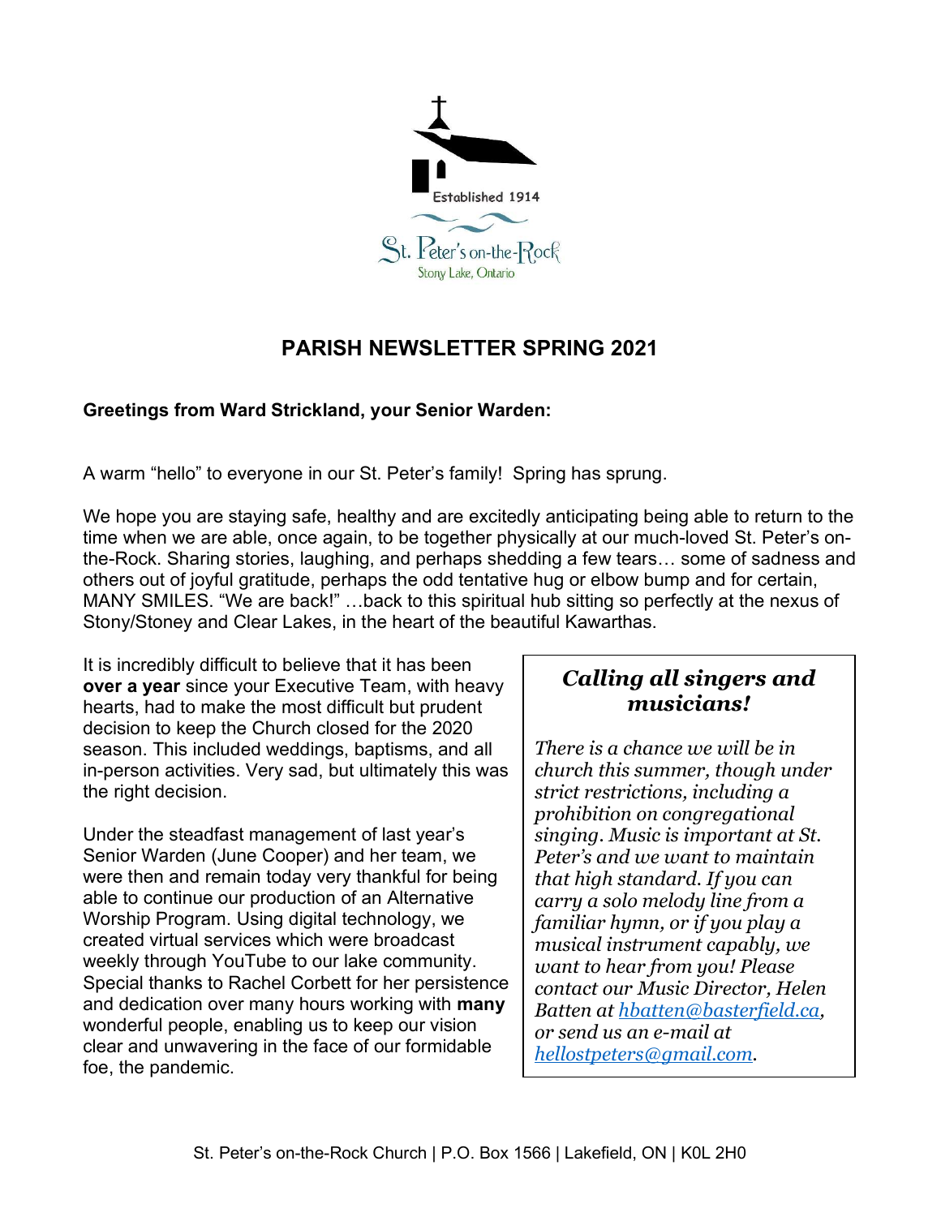Established 1914

St. Peter's on-the-Rock

Stony Lake, Ontario

# PARISH NEWSLETTER SPRING 2021

**Greetings from Ward Strickland, your Senior Warden:**

A warm "hello" to everyone in our St. Peter's family! Spring has sprung.

We hope you are staying safe, healthy and are excitedly anticipating being able to return to the time when we are able, once again, to be together physically at our much-loved St. Peter's on-the-Rock. Sharing stories, laughing, and perhaps shedding a few tears… some of sadness and others out of joyful gratitude, perhaps the odd tentative hug or elbow bump and for certain, MANY SMILES. "We are back!" …back to this spiritual hub sitting so perfectly at the nexus of Stony/Stoney and Clear Lakes, in the heart of the beautiful Kawarthas.

It is incredibly difficult to believe that it has been **over a year** since your Executive Team, with heavy hearts, had to make the most difficult but prudent decision to keep the Church closed for the 2020 season. This included weddings, baptisms, and all in-person activities. Very sad, but ultimately this was the right decision.

Under the steadfast management of last year's Senior Warden (June Cooper) and her team, we were then and remain today very thankful for being able to continue our production of an Alternative Worship Program. Using digital technology, we created virtual services which were broadcast weekly through YouTube to our lake community. Special thanks to Rachel Corbett for her persistence and dedication over many hours working with **many** wonderful people, enabling us to keep our vision clear and unwavering in the face of our formidable foe, the pandemic.

> ***Calling all singers and musicians!***
>
> *There is a chance we will be in church this summer, though under strict restrictions, including a prohibition on congregational singing. Music is important at St. Peter's and we want to maintain that high standard. If you can carry a solo melody line from a familiar hymn, or if you play a musical instrument capably, we want to hear from you! Please contact our Music Director, Helen Batten at [hbatten@basterfield.ca](mailto:hbatten@basterfield.ca), or send us an e-mail at [hellostpeters@gmail.com](mailto:hellostpeters@gmail.com).*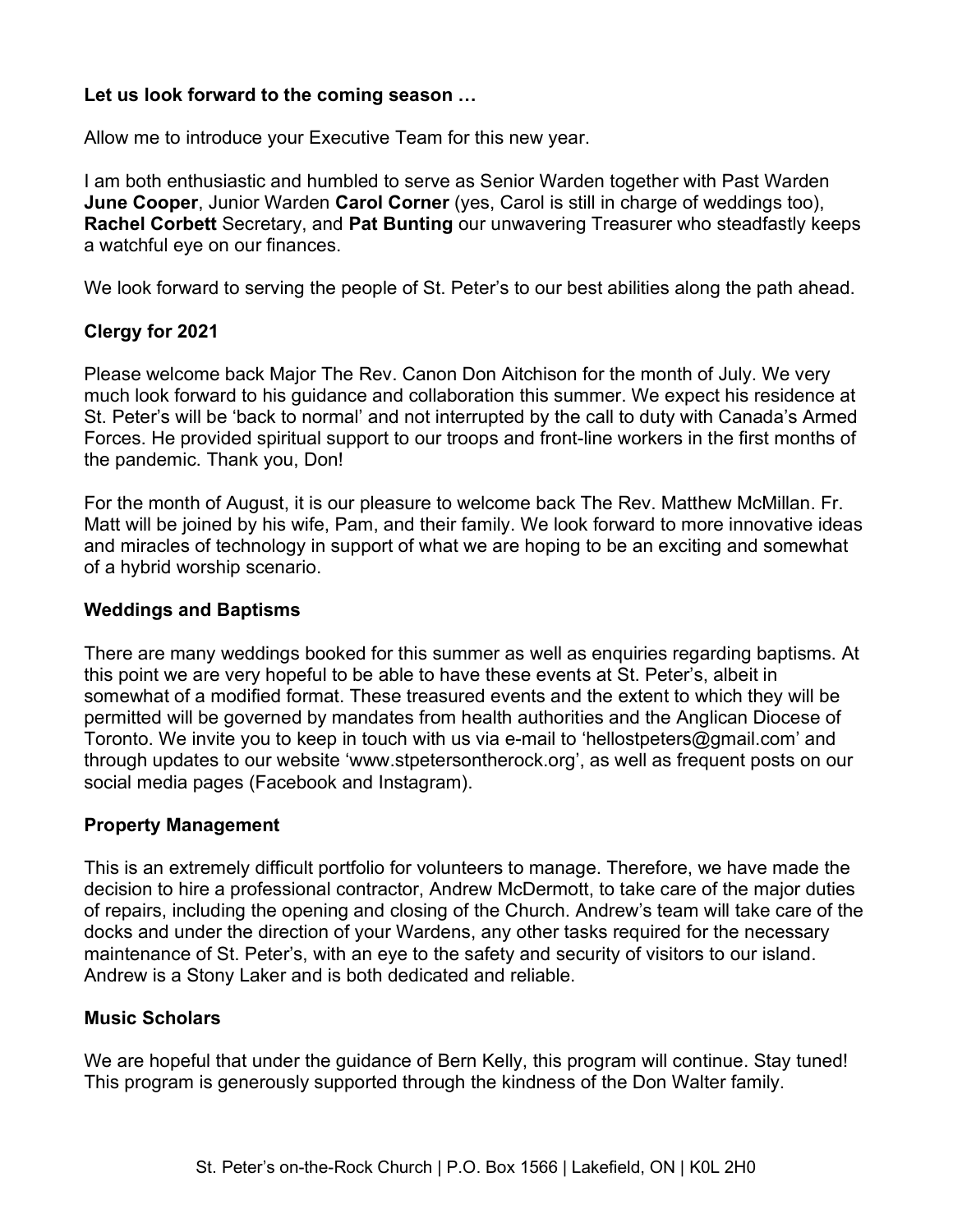**Let us look forward to the coming season …**

Allow me to introduce your Executive Team for this new year.

I am both enthusiastic and humbled to serve as Senior Warden together with Past Warden **June Cooper**, Junior Warden **Carol Corner** (yes, Carol is still in charge of weddings too), **Rachel Corbett** Secretary, and **Pat Bunting** our unwavering Treasurer who steadfastly keeps a watchful eye on our finances.

We look forward to serving the people of St. Peter's to our best abilities along the path ahead.

**Clergy for 2021**

Please welcome back Major The Rev. Canon Don Aitchison for the month of July. We very much look forward to his guidance and collaboration this summer. We expect his residence at St. Peter's will be 'back to normal' and not interrupted by the call to duty with Canada's Armed Forces. He provided spiritual support to our troops and front-line workers in the first months of the pandemic. Thank you, Don!

For the month of August, it is our pleasure to welcome back The Rev. Matthew McMillan. Fr. Matt will be joined by his wife, Pam, and their family. We look forward to more innovative ideas and miracles of technology in support of what we are hoping to be an exciting and somewhat of a hybrid worship scenario.

**Weddings and Baptisms**

There are many weddings booked for this summer as well as enquiries regarding baptisms. At this point we are very hopeful to be able to have these events at St. Peter's, albeit in somewhat of a modified format. These treasured events and the extent to which they will be permitted will be governed by mandates from health authorities and the Anglican Diocese of Toronto. We invite you to keep in touch with us via e-mail to 'hellostpeters@gmail.com' and through updates to our website 'www.stpetersontherock.org', as well as frequent posts on our social media pages (Facebook and Instagram).

**Property Management**

This is an extremely difficult portfolio for volunteers to manage. Therefore, we have made the decision to hire a professional contractor, Andrew McDermott, to take care of the major duties of repairs, including the opening and closing of the Church. Andrew's team will take care of the docks and under the direction of your Wardens, any other tasks required for the necessary maintenance of St. Peter's, with an eye to the safety and security of visitors to our island. Andrew is a Stony Laker and is both dedicated and reliable.

**Music Scholars**

We are hopeful that under the guidance of Bern Kelly, this program will continue. Stay tuned! This program is generously supported through the kindness of the Don Walter family.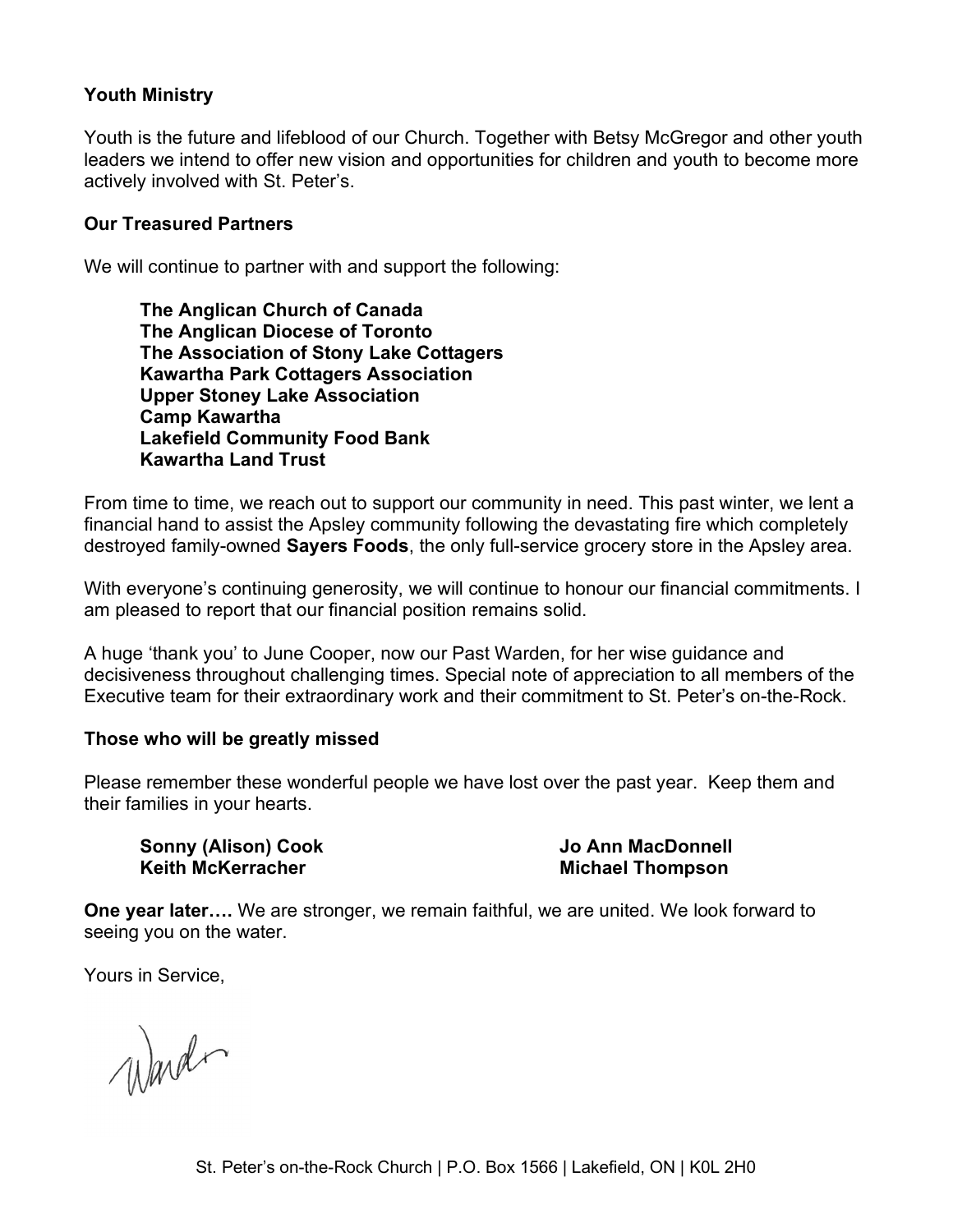**Youth Ministry**

Youth is the future and lifeblood of our Church. Together with Betsy McGregor and other youth leaders we intend to offer new vision and opportunities for children and youth to become more actively involved with St. Peter's.

**Our Treasured Partners**

We will continue to partner with and support the following:

**The Anglican Church of Canada**
**The Anglican Diocese of Toronto**
**The Association of Stony Lake Cottagers**
**Kawartha Park Cottagers Association**
**Upper Stoney Lake Association**
**Camp Kawartha**
**Lakefield Community Food Bank**
**Kawartha Land Trust**

From time to time, we reach out to support our community in need. This past winter, we lent a financial hand to assist the Apsley community following the devastating fire which completely destroyed family-owned **Sayers Foods**, the only full-service grocery store in the Apsley area.

With everyone's continuing generosity, we will continue to honour our financial commitments. I am pleased to report that our financial position remains solid.

A huge 'thank you' to June Cooper, now our Past Warden, for her wise guidance and decisiveness throughout challenging times. Special note of appreciation to all members of the Executive team for their extraordinary work and their commitment to St. Peter's on-the-Rock.

**Those who will be greatly missed**

Please remember these wonderful people we have lost over the past year. Keep them and their families in your hearts.

**Sonny (Alison) Cook**
**Keith McKerracher**
**Jo Ann MacDonnell**
**Michael Thompson**

**One year later….** We are stronger, we remain faithful, we are united. We look forward to seeing you on the water.

Yours in Service,

Warden

St. Peter's on-the-Rock Church | P.O. Box 1566 | Lakefield, ON | K0L 2H0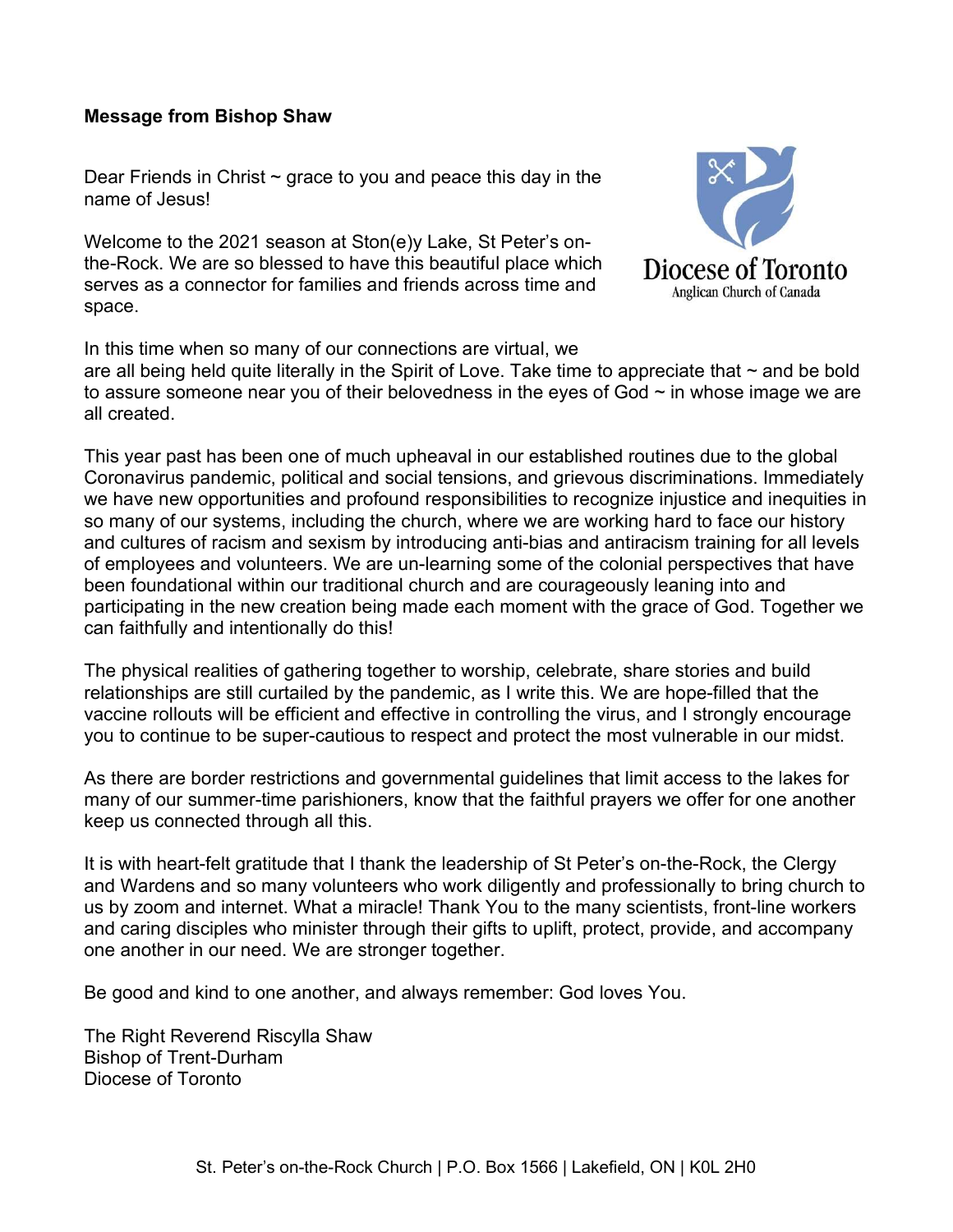**Message from Bishop Shaw**

Dear Friends in Christ ~ grace to you and peace this day in the name of Jesus!

Welcome to the 2021 season at Ston(e)y Lake, St Peter's on-the-Rock. We are so blessed to have this beautiful place which serves as a connector for families and friends across time and space.

Diocese of Toronto
Anglican Church of Canada

In this time when so many of our connections are virtual, we are all being held quite literally in the Spirit of Love. Take time to appreciate that ~ and be bold to assure someone near you of their belovedness in the eyes of God ~ in whose image we are all created.

This year past has been one of much upheaval in our established routines due to the global Coronavirus pandemic, political and social tensions, and grievous discriminations. Immediately we have new opportunities and profound responsibilities to recognize injustice and inequities in so many of our systems, including the church, where we are working hard to face our history and cultures of racism and sexism by introducing anti-bias and antiracism training for all levels of employees and volunteers. We are un-learning some of the colonial perspectives that have been foundational within our traditional church and are courageously leaning into and participating in the new creation being made each moment with the grace of God. Together we can faithfully and intentionally do this!

The physical realities of gathering together to worship, celebrate, share stories and build relationships are still curtailed by the pandemic, as I write this. We are hope-filled that the vaccine rollouts will be efficient and effective in controlling the virus, and I strongly encourage you to continue to be super-cautious to respect and protect the most vulnerable in our midst.

As there are border restrictions and governmental guidelines that limit access to the lakes for many of our summer-time parishioners, know that the faithful prayers we offer for one another keep us connected through all this.

It is with heart-felt gratitude that I thank the leadership of St Peter's on-the-Rock, the Clergy and Wardens and so many volunteers who work diligently and professionally to bring church to us by zoom and internet. What a miracle! Thank You to the many scientists, front-line workers and caring disciples who minister through their gifts to uplift, protect, provide, and accompany one another in our need. We are stronger together.

Be good and kind to one another, and always remember: God loves You.

The Right Reverend Riscylla Shaw
Bishop of Trent-Durham
Diocese of Toronto

St. Peter's on-the-Rock Church | P.O. Box 1566 | Lakefield, ON | K0L 2H0